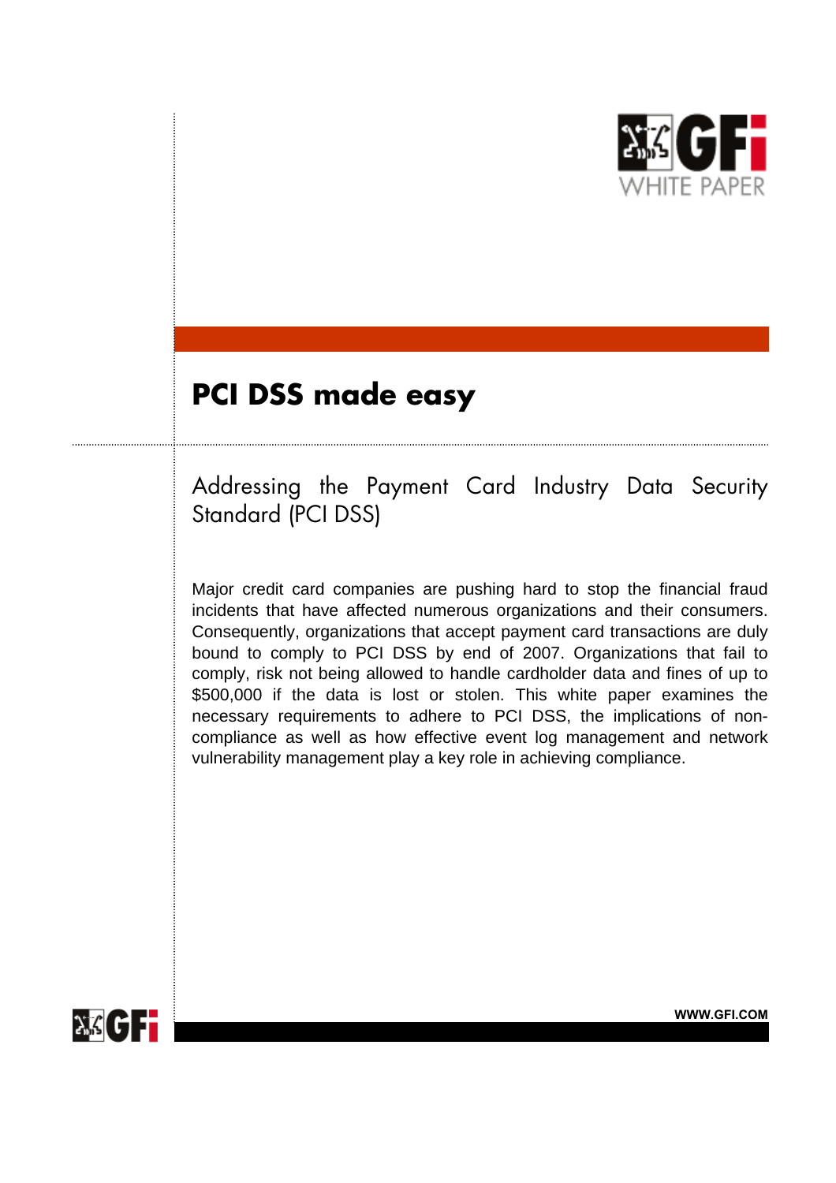GFI WHITE PAPER

# PCI DSS made easy

## Addressing the Payment Card Industry Data Security Standard (PCI DSS)

Major credit card companies are pushing hard to stop the financial fraud incidents that have affected numerous organizations and their consumers. Consequently, organizations that accept payment card transactions are duly bound to comply to PCI DSS by end of 2007. Organizations that fail to comply, risk not being allowed to handle cardholder data and fines of up to $500,000 if the data is lost or stolen. This white paper examines the necessary requirements to adhere to PCI DSS, the implications of non-compliance as well as how effective event log management and network vulnerability management play a key role in achieving compliance.

WWW.GFI.COM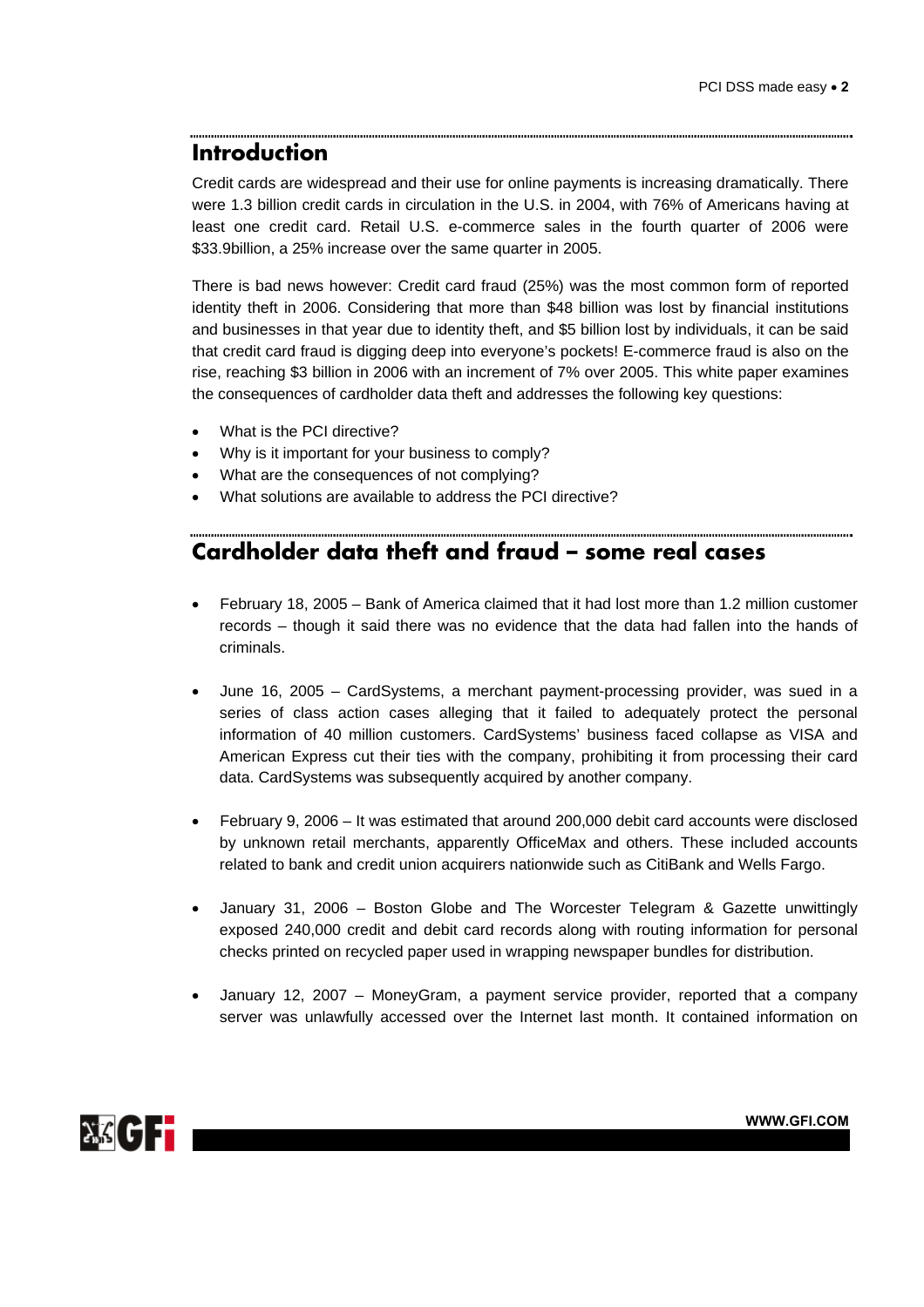## Introduction

Credit cards are widespread and their use for online payments is increasing dramatically. There were 1.3 billion credit cards in circulation in the U.S. in 2004, with 76% of Americans having at least one credit card. Retail U.S. e-commerce sales in the fourth quarter of 2006 were $33.9billion, a 25% increase over the same quarter in 2005.

There is bad news however: Credit card fraud (25%) was the most common form of reported identity theft in 2006. Considering that more than $48 billion was lost by financial institutions and businesses in that year due to identity theft, and $5 billion lost by individuals, it can be said that credit card fraud is digging deep into everyone's pockets! E-commerce fraud is also on the rise, reaching $3 billion in 2006 with an increment of 7% over 2005. This white paper examines the consequences of cardholder data theft and addresses the following key questions:

- What is the PCI directive?
- Why is it important for your business to comply?
- What are the consequences of not complying?
- What solutions are available to address the PCI directive?

## Cardholder data theft and fraud – some real cases

- February 18, 2005 – Bank of America claimed that it had lost more than 1.2 million customer records – though it said there was no evidence that the data had fallen into the hands of criminals.

- June 16, 2005 – CardSystems, a merchant payment-processing provider, was sued in a series of class action cases alleging that it failed to adequately protect the personal information of 40 million customers. CardSystems' business faced collapse as VISA and American Express cut their ties with the company, prohibiting it from processing their card data. CardSystems was subsequently acquired by another company.

- February 9, 2006 – It was estimated that around 200,000 debit card accounts were disclosed by unknown retail merchants, apparently OfficeMax and others. These included accounts related to bank and credit union acquirers nationwide such as CitiBank and Wells Fargo.

- January 31, 2006 – Boston Globe and The Worcester Telegram & Gazette unwittingly exposed 240,000 credit and debit card records along with routing information for personal checks printed on recycled paper used in wrapping newspaper bundles for distribution.

- January 12, 2007 – MoneyGram, a payment service provider, reported that a company server was unlawfully accessed over the Internet last month. It contained information on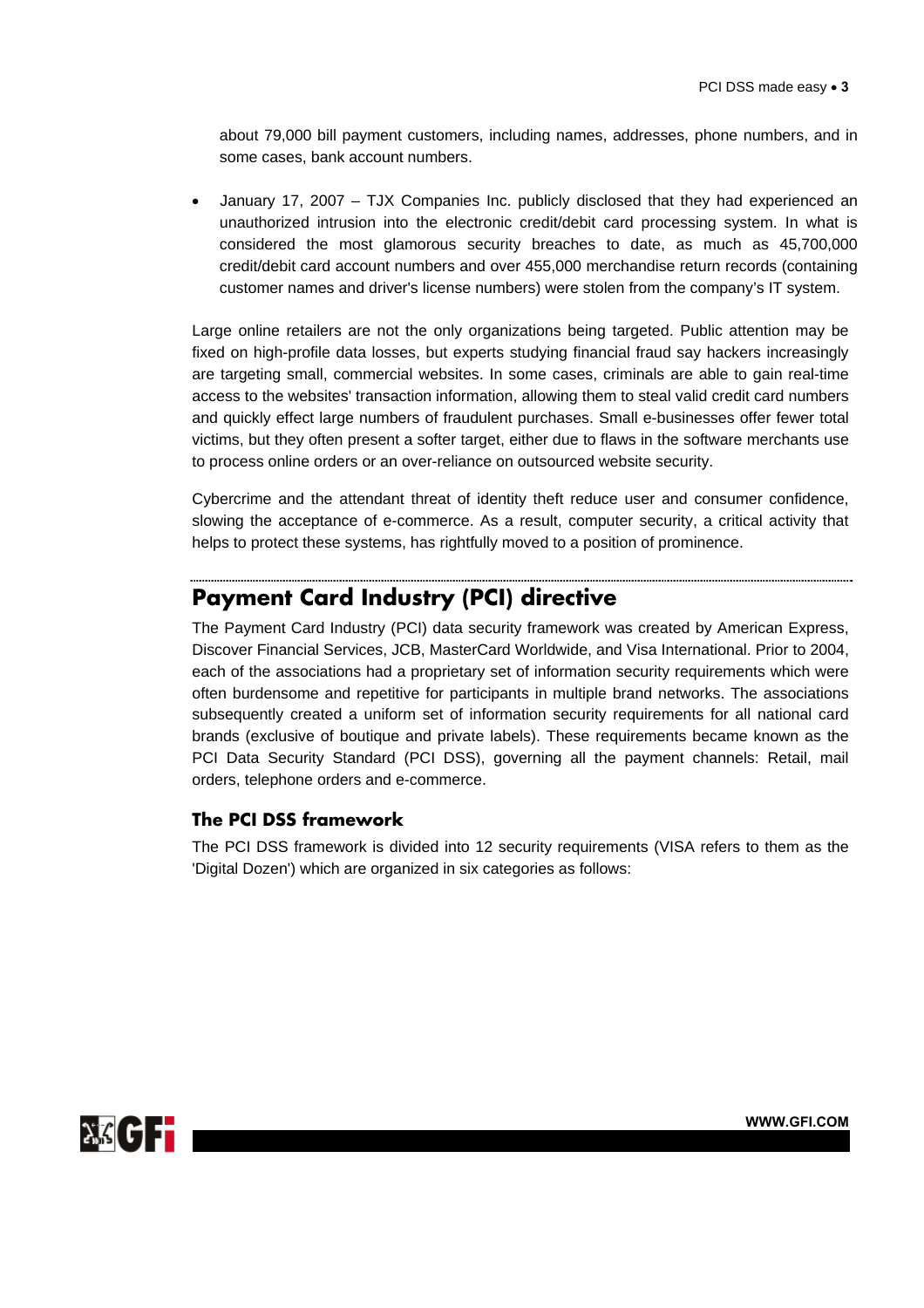about 79,000 bill payment customers, including names, addresses, phone numbers, and in some cases, bank account numbers.

- January 17, 2007 – TJX Companies Inc. publicly disclosed that they had experienced an unauthorized intrusion into the electronic credit/debit card processing system. In what is considered the most glamorous security breaches to date, as much as 45,700,000 credit/debit card account numbers and over 455,000 merchandise return records (containing customer names and driver's license numbers) were stolen from the company's IT system.

Large online retailers are not the only organizations being targeted. Public attention may be fixed on high-profile data losses, but experts studying financial fraud say hackers increasingly are targeting small, commercial websites. In some cases, criminals are able to gain real-time access to the websites' transaction information, allowing them to steal valid credit card numbers and quickly effect large numbers of fraudulent purchases. Small e-businesses offer fewer total victims, but they often present a softer target, either due to flaws in the software merchants use to process online orders or an over-reliance on outsourced website security.

Cybercrime and the attendant threat of identity theft reduce user and consumer confidence, slowing the acceptance of e-commerce. As a result, computer security, a critical activity that helps to protect these systems, has rightfully moved to a position of prominence.

## Payment Card Industry (PCI) directive

The Payment Card Industry (PCI) data security framework was created by American Express, Discover Financial Services, JCB, MasterCard Worldwide, and Visa International. Prior to 2004, each of the associations had a proprietary set of information security requirements which were often burdensome and repetitive for participants in multiple brand networks. The associations subsequently created a uniform set of information security requirements for all national card brands (exclusive of boutique and private labels). These requirements became known as the PCI Data Security Standard (PCI DSS), governing all the payment channels: Retail, mail orders, telephone orders and e-commerce.

### The PCI DSS framework

The PCI DSS framework is divided into 12 security requirements (VISA refers to them as the 'Digital Dozen') which are organized in six categories as follows: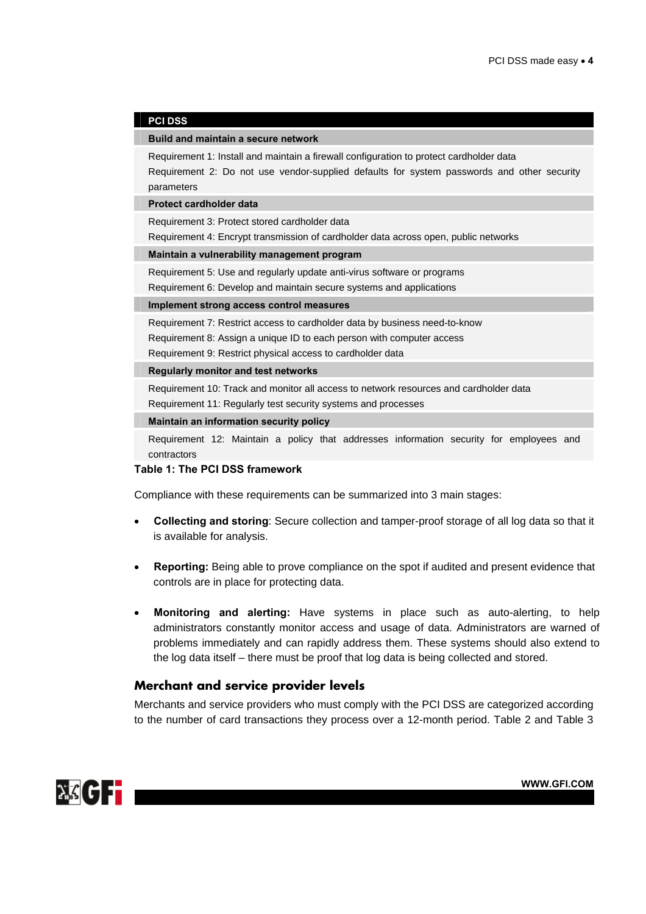| PCI DSS |
| --- |
| **Build and maintain a secure network** |
| Requirement 1: Install and maintain a firewall configuration to protect cardholder data<br>Requirement 2: Do not use vendor-supplied defaults for system passwords and other security parameters |
| **Protect cardholder data** |
| Requirement 3: Protect stored cardholder data<br>Requirement 4: Encrypt transmission of cardholder data across open, public networks |
| **Maintain a vulnerability management program** |
| Requirement 5: Use and regularly update anti-virus software or programs<br>Requirement 6: Develop and maintain secure systems and applications |
| **Implement strong access control measures** |
| Requirement 7: Restrict access to cardholder data by business need-to-know<br>Requirement 8: Assign a unique ID to each person with computer access<br>Requirement 9: Restrict physical access to cardholder data |
| **Regularly monitor and test networks** |
| Requirement 10: Track and monitor all access to network resources and cardholder data<br>Requirement 11: Regularly test security systems and processes |
| **Maintain an information security policy** |
| Requirement 12: Maintain a policy that addresses information security for employees and contractors |

**Table 1: The PCI DSS framework**

Compliance with these requirements can be summarized into 3 main stages:

- **Collecting and storing**: Secure collection and tamper-proof storage of all log data so that it is available for analysis.
- **Reporting:** Being able to prove compliance on the spot if audited and present evidence that controls are in place for protecting data.
- **Monitoring and alerting:** Have systems in place such as auto-alerting, to help administrators constantly monitor access and usage of data. Administrators are warned of problems immediately and can rapidly address them. These systems should also extend to the log data itself – there must be proof that log data is being collected and stored.

## Merchant and service provider levels

Merchants and service providers who must comply with the PCI DSS are categorized according to the number of card transactions they process over a 12-month period. Table 2 and Table 3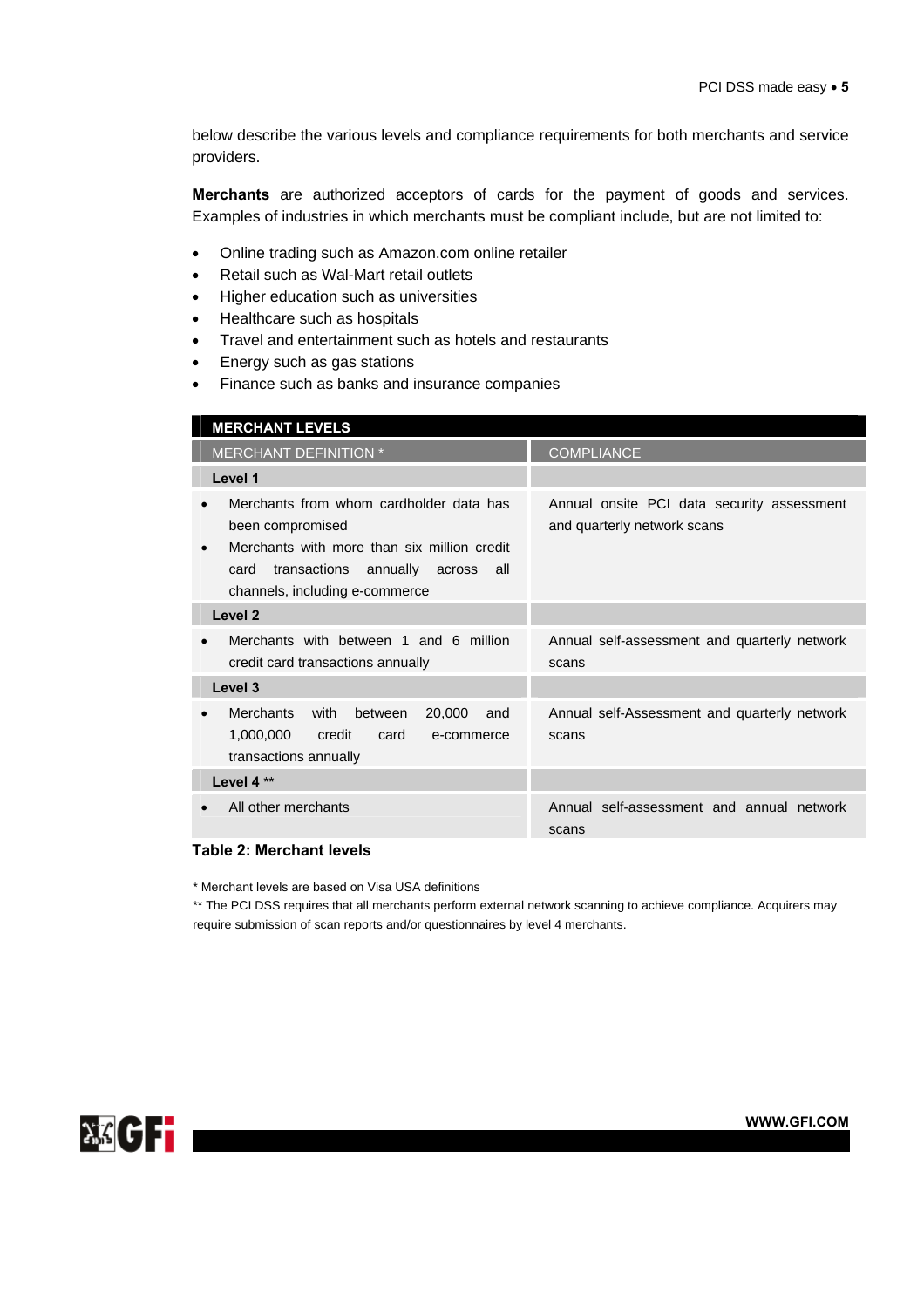below describe the various levels and compliance requirements for both merchants and service providers.

**Merchants** are authorized acceptors of cards for the payment of goods and services. Examples of industries in which merchants must be compliant include, but are not limited to:

- Online trading such as Amazon.com online retailer
- Retail such as Wal-Mart retail outlets
- Higher education such as universities
- Healthcare such as hospitals
- Travel and entertainment such as hotels and restaurants
- Energy such as gas stations
- Finance such as banks and insurance companies

| **MERCHANT LEVELS** | |
|---|---|
| MERCHANT DEFINITION * | COMPLIANCE |
| **Level 1** | |
| • Merchants from whom cardholder data has been compromised<br>• Merchants with more than six million credit card transactions annually across all channels, including e-commerce | Annual onsite PCI data security assessment and quarterly network scans |
| **Level 2** | |
| • Merchants with between 1 and 6 million credit card transactions annually | Annual self-assessment and quarterly network scans |
| **Level 3** | |
| • Merchants with between 20,000 and 1,000,000 credit card e-commerce transactions annually | Annual self-Assessment and quarterly network scans |
| **Level 4** ** | |
| • All other merchants | Annual self-assessment and annual network scans |

**Table 2: Merchant levels**

* Merchant levels are based on Visa USA definitions

** The PCI DSS requires that all merchants perform external network scanning to achieve compliance. Acquirers may require submission of scan reports and/or questionnaires by level 4 merchants.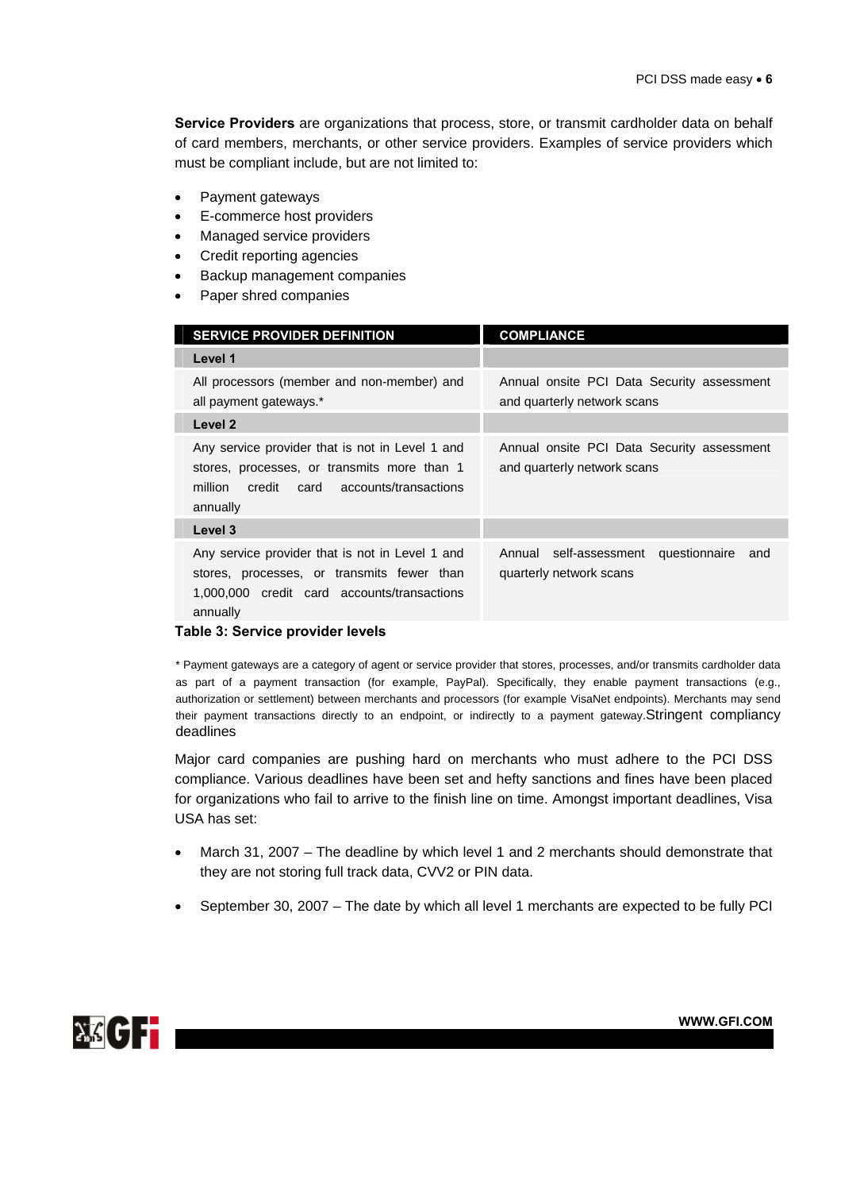**Service Providers** are organizations that process, store, or transmit cardholder data on behalf of card members, merchants, or other service providers. Examples of service providers which must be compliant include, but are not limited to:

- Payment gateways
- E-commerce host providers
- Managed service providers
- Credit reporting agencies
- Backup management companies
- Paper shred companies

| SERVICE PROVIDER DEFINITION | COMPLIANCE |
|---|---|
| **Level 1** | |
| All processors (member and non-member) and all payment gateways.* | Annual onsite PCI Data Security assessment and quarterly network scans |
| **Level 2** | |
| Any service provider that is not in Level 1 and stores, processes, or transmits more than 1 million credit card accounts/transactions annually | Annual onsite PCI Data Security assessment and quarterly network scans |
| **Level 3** | |
| Any service provider that is not in Level 1 and stores, processes, or transmits fewer than 1,000,000 credit card accounts/transactions annually | Annual self-assessment questionnaire and quarterly network scans |

**Table 3: Service provider levels**

* Payment gateways are a category of agent or service provider that stores, processes, and/or transmits cardholder data as part of a payment transaction (for example, PayPal). Specifically, they enable payment transactions (e.g., authorization or settlement) between merchants and processors (for example VisaNet endpoints). Merchants may send their payment transactions directly to an endpoint, or indirectly to a payment gateway.

## Stringent compliancy deadlines

Major card companies are pushing hard on merchants who must adhere to the PCI DSS compliance. Various deadlines have been set and hefty sanctions and fines have been placed for organizations who fail to arrive to the finish line on time. Amongst important deadlines, Visa USA has set:

- March 31, 2007 – The deadline by which level 1 and 2 merchants should demonstrate that they are not storing full track data, CVV2 or PIN data.
- September 30, 2007 – The date by which all level 1 merchants are expected to be fully PCI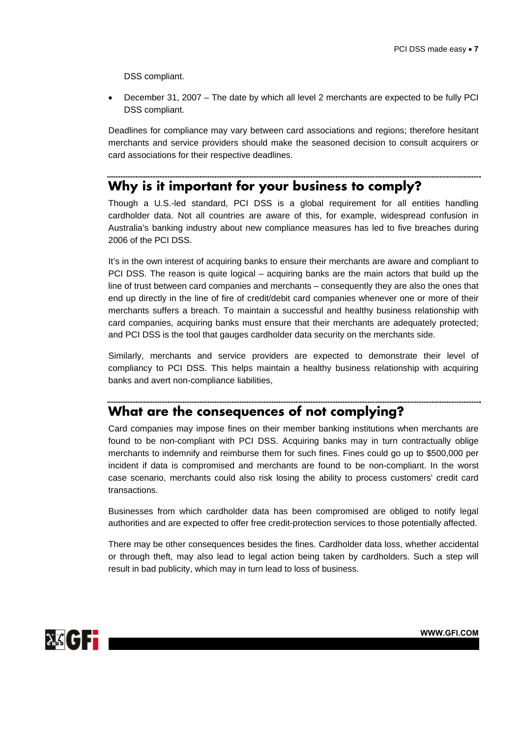DSS compliant.

- December 31, 2007 – The date by which all level 2 merchants are expected to be fully PCI DSS compliant.

Deadlines for compliance may vary between card associations and regions; therefore hesitant merchants and service providers should make the seasoned decision to consult acquirers or card associations for their respective deadlines.

## Why is it important for your business to comply?

Though a U.S.-led standard, PCI DSS is a global requirement for all entities handling cardholder data. Not all countries are aware of this, for example, widespread confusion in Australia's banking industry about new compliance measures has led to five breaches during 2006 of the PCI DSS.

It's in the own interest of acquiring banks to ensure their merchants are aware and compliant to PCI DSS. The reason is quite logical – acquiring banks are the main actors that build up the line of trust between card companies and merchants – consequently they are also the ones that end up directly in the line of fire of credit/debit card companies whenever one or more of their merchants suffers a breach. To maintain a successful and healthy business relationship with card companies, acquiring banks must ensure that their merchants are adequately protected; and PCI DSS is the tool that gauges cardholder data security on the merchants side.

Similarly, merchants and service providers are expected to demonstrate their level of compliancy to PCI DSS. This helps maintain a healthy business relationship with acquiring banks and avert non-compliance liabilities,

## What are the consequences of not complying?

Card companies may impose fines on their member banking institutions when merchants are found to be non-compliant with PCI DSS. Acquiring banks may in turn contractually oblige merchants to indemnify and reimburse them for such fines. Fines could go up to $500,000 per incident if data is compromised and merchants are found to be non-compliant. In the worst case scenario, merchants could also risk losing the ability to process customers' credit card transactions.

Businesses from which cardholder data has been compromised are obliged to notify legal authorities and are expected to offer free credit-protection services to those potentially affected.

There may be other consequences besides the fines. Cardholder data loss, whether accidental or through theft, may also lead to legal action being taken by cardholders. Such a step will result in bad publicity, which may in turn lead to loss of business.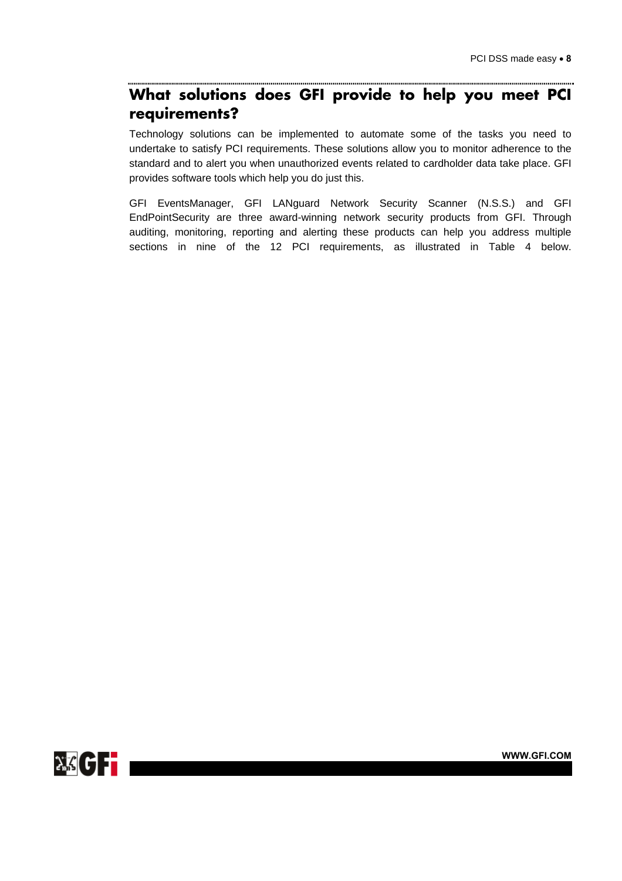## What solutions does GFI provide to help you meet PCI requirements?

Technology solutions can be implemented to automate some of the tasks you need to undertake to satisfy PCI requirements. These solutions allow you to monitor adherence to the standard and to alert you when unauthorized events related to cardholder data take place. GFI provides software tools which help you do just this.

GFI EventsManager, GFI LANguard Network Security Scanner (N.S.S.) and GFI EndPointSecurity are three award-winning network security products from GFI. Through auditing, monitoring, reporting and alerting these products can help you address multiple sections in nine of the 12 PCI requirements, as illustrated in Table 4 below.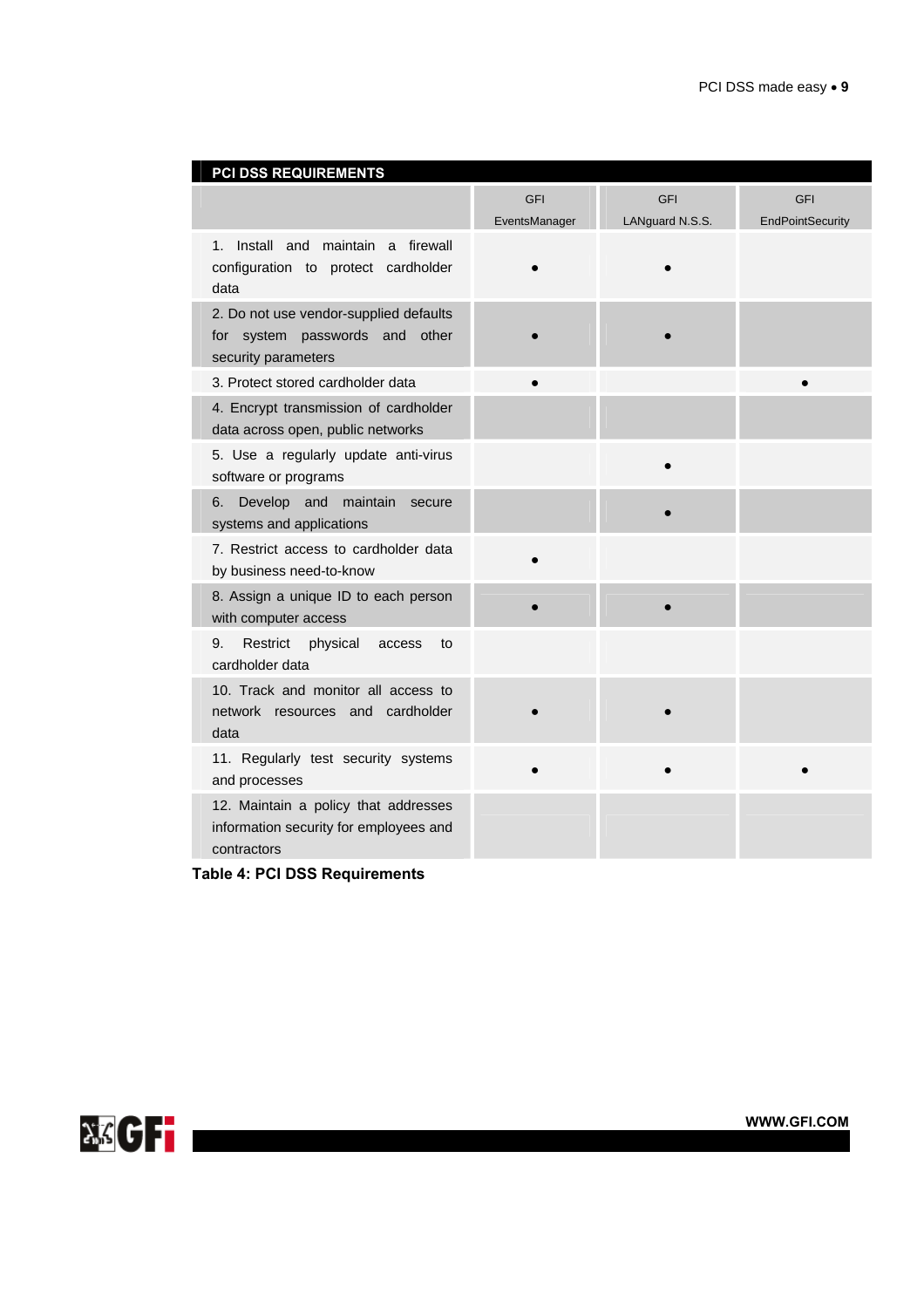| PCI DSS REQUIREMENTS | GFI EventsManager | GFI LANguard N.S.S. | GFI EndPointSecurity |
|---|---|---|---|
| 1. Install and maintain a firewall configuration to protect cardholder data | ● | ● | |
| 2. Do not use vendor-supplied defaults for system passwords and other security parameters | ● | ● | |
| 3. Protect stored cardholder data | ● | | ● |
| 4. Encrypt transmission of cardholder data across open, public networks | | | |
| 5. Use a regularly update anti-virus software or programs | | ● | |
| 6. Develop and maintain secure systems and applications | | ● | |
| 7. Restrict access to cardholder data by business need-to-know | ● | | |
| 8. Assign a unique ID to each person with computer access | ● | ● | |
| 9. Restrict physical access to cardholder data | | | |
| 10. Track and monitor all access to network resources and cardholder data | ● | ● | |
| 11. Regularly test security systems and processes | ● | ● | ● |
| 12. Maintain a policy that addresses information security for employees and contractors | | | |

**Table 4: PCI DSS Requirements**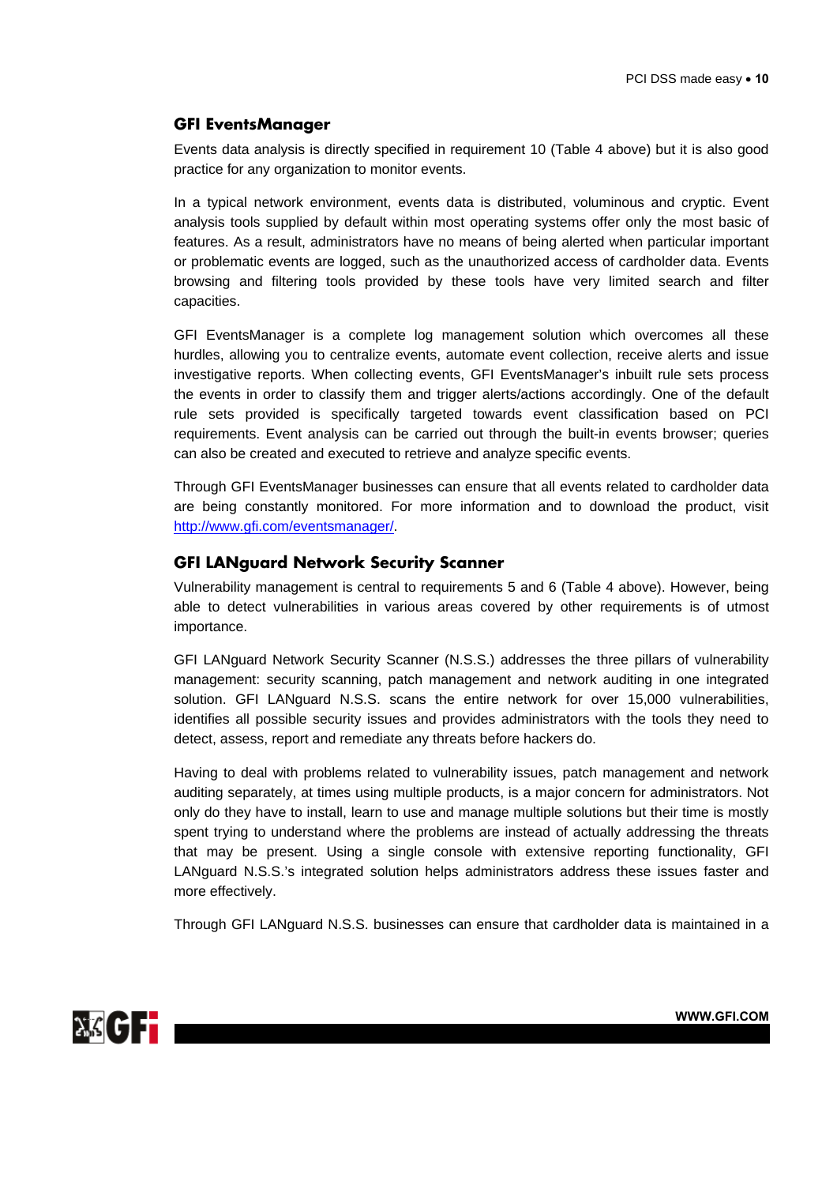## GFI EventsManager

Events data analysis is directly specified in requirement 10 (Table 4 above) but it is also good practice for any organization to monitor events.

In a typical network environment, events data is distributed, voluminous and cryptic. Event analysis tools supplied by default within most operating systems offer only the most basic of features. As a result, administrators have no means of being alerted when particular important or problematic events are logged, such as the unauthorized access of cardholder data. Events browsing and filtering tools provided by these tools have very limited search and filter capacities.

GFI EventsManager is a complete log management solution which overcomes all these hurdles, allowing you to centralize events, automate event collection, receive alerts and issue investigative reports. When collecting events, GFI EventsManager's inbuilt rule sets process the events in order to classify them and trigger alerts/actions accordingly. One of the default rule sets provided is specifically targeted towards event classification based on PCI requirements. Event analysis can be carried out through the built-in events browser; queries can also be created and executed to retrieve and analyze specific events.

Through GFI EventsManager businesses can ensure that all events related to cardholder data are being constantly monitored. For more information and to download the product, visit http://www.gfi.com/eventsmanager/.

## GFI LANguard Network Security Scanner

Vulnerability management is central to requirements 5 and 6 (Table 4 above). However, being able to detect vulnerabilities in various areas covered by other requirements is of utmost importance.

GFI LANguard Network Security Scanner (N.S.S.) addresses the three pillars of vulnerability management: security scanning, patch management and network auditing in one integrated solution. GFI LANguard N.S.S. scans the entire network for over 15,000 vulnerabilities, identifies all possible security issues and provides administrators with the tools they need to detect, assess, report and remediate any threats before hackers do.

Having to deal with problems related to vulnerability issues, patch management and network auditing separately, at times using multiple products, is a major concern for administrators. Not only do they have to install, learn to use and manage multiple solutions but their time is mostly spent trying to understand where the problems are instead of actually addressing the threats that may be present. Using a single console with extensive reporting functionality, GFI LANguard N.S.S.'s integrated solution helps administrators address these issues faster and more effectively.

Through GFI LANguard N.S.S. businesses can ensure that cardholder data is maintained in a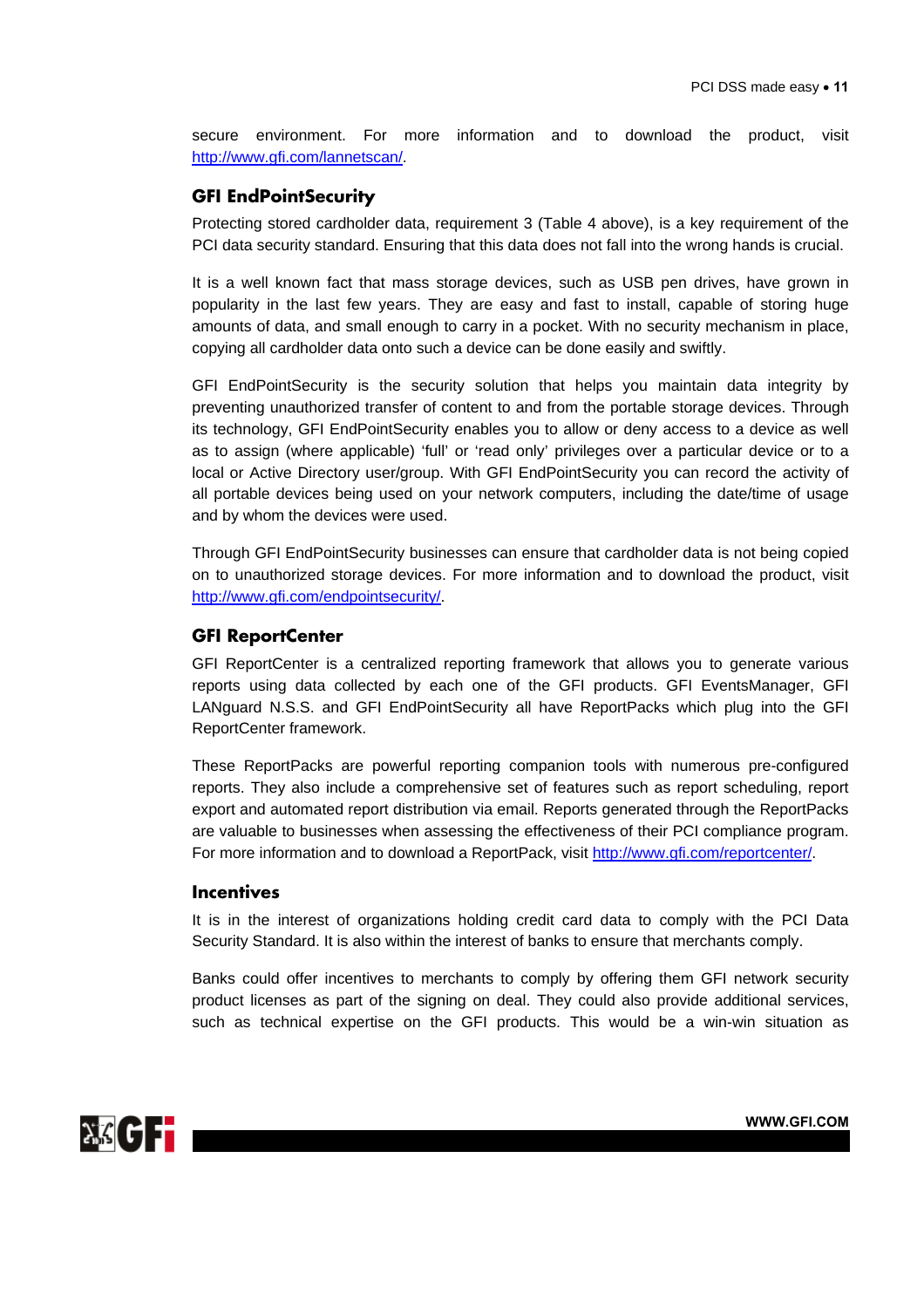secure environment. For more information and to download the product, visit http://www.gfi.com/lannetscan/.

### GFI EndPointSecurity

Protecting stored cardholder data, requirement 3 (Table 4 above), is a key requirement of the PCI data security standard. Ensuring that this data does not fall into the wrong hands is crucial.

It is a well known fact that mass storage devices, such as USB pen drives, have grown in popularity in the last few years. They are easy and fast to install, capable of storing huge amounts of data, and small enough to carry in a pocket. With no security mechanism in place, copying all cardholder data onto such a device can be done easily and swiftly.

GFI EndPointSecurity is the security solution that helps you maintain data integrity by preventing unauthorized transfer of content to and from the portable storage devices. Through its technology, GFI EndPointSecurity enables you to allow or deny access to a device as well as to assign (where applicable) 'full' or 'read only' privileges over a particular device or to a local or Active Directory user/group. With GFI EndPointSecurity you can record the activity of all portable devices being used on your network computers, including the date/time of usage and by whom the devices were used.

Through GFI EndPointSecurity businesses can ensure that cardholder data is not being copied on to unauthorized storage devices. For more information and to download the product, visit http://www.gfi.com/endpointsecurity/.

### GFI ReportCenter

GFI ReportCenter is a centralized reporting framework that allows you to generate various reports using data collected by each one of the GFI products. GFI EventsManager, GFI LANguard N.S.S. and GFI EndPointSecurity all have ReportPacks which plug into the GFI ReportCenter framework.

These ReportPacks are powerful reporting companion tools with numerous pre-configured reports. They also include a comprehensive set of features such as report scheduling, report export and automated report distribution via email. Reports generated through the ReportPacks are valuable to businesses when assessing the effectiveness of their PCI compliance program. For more information and to download a ReportPack, visit http://www.gfi.com/reportcenter/.

### Incentives

It is in the interest of organizations holding credit card data to comply with the PCI Data Security Standard. It is also within the interest of banks to ensure that merchants comply.

Banks could offer incentives to merchants to comply by offering them GFI network security product licenses as part of the signing on deal. They could also provide additional services, such as technical expertise on the GFI products. This would be a win-win situation as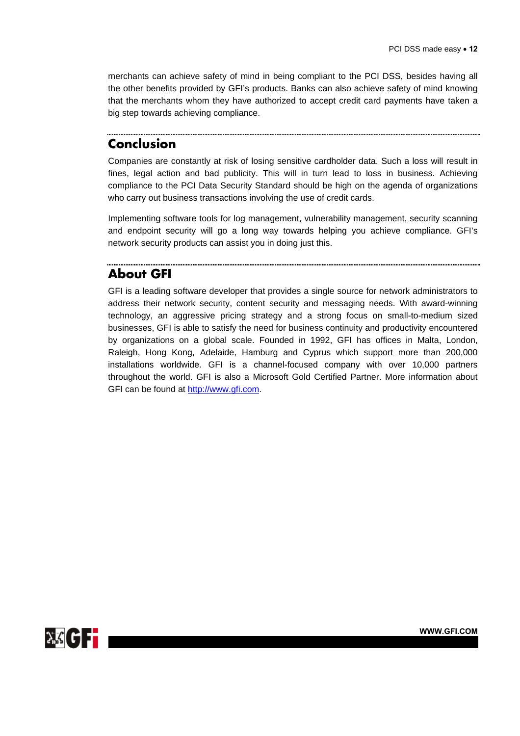merchants can achieve safety of mind in being compliant to the PCI DSS, besides having all the other benefits provided by GFI's products. Banks can also achieve safety of mind knowing that the merchants whom they have authorized to accept credit card payments have taken a big step towards achieving compliance.

## Conclusion

Companies are constantly at risk of losing sensitive cardholder data. Such a loss will result in fines, legal action and bad publicity. This will in turn lead to loss in business. Achieving compliance to the PCI Data Security Standard should be high on the agenda of organizations who carry out business transactions involving the use of credit cards.

Implementing software tools for log management, vulnerability management, security scanning and endpoint security will go a long way towards helping you achieve compliance. GFI's network security products can assist you in doing just this.

## About GFI

GFI is a leading software developer that provides a single source for network administrators to address their network security, content security and messaging needs. With award-winning technology, an aggressive pricing strategy and a strong focus on small-to-medium sized businesses, GFI is able to satisfy the need for business continuity and productivity encountered by organizations on a global scale. Founded in 1992, GFI has offices in Malta, London, Raleigh, Hong Kong, Adelaide, Hamburg and Cyprus which support more than 200,000 installations worldwide. GFI is a channel-focused company with over 10,000 partners throughout the world. GFI is also a Microsoft Gold Certified Partner. More information about GFI can be found at [http://www.gfi.com](http://www.gfi.com).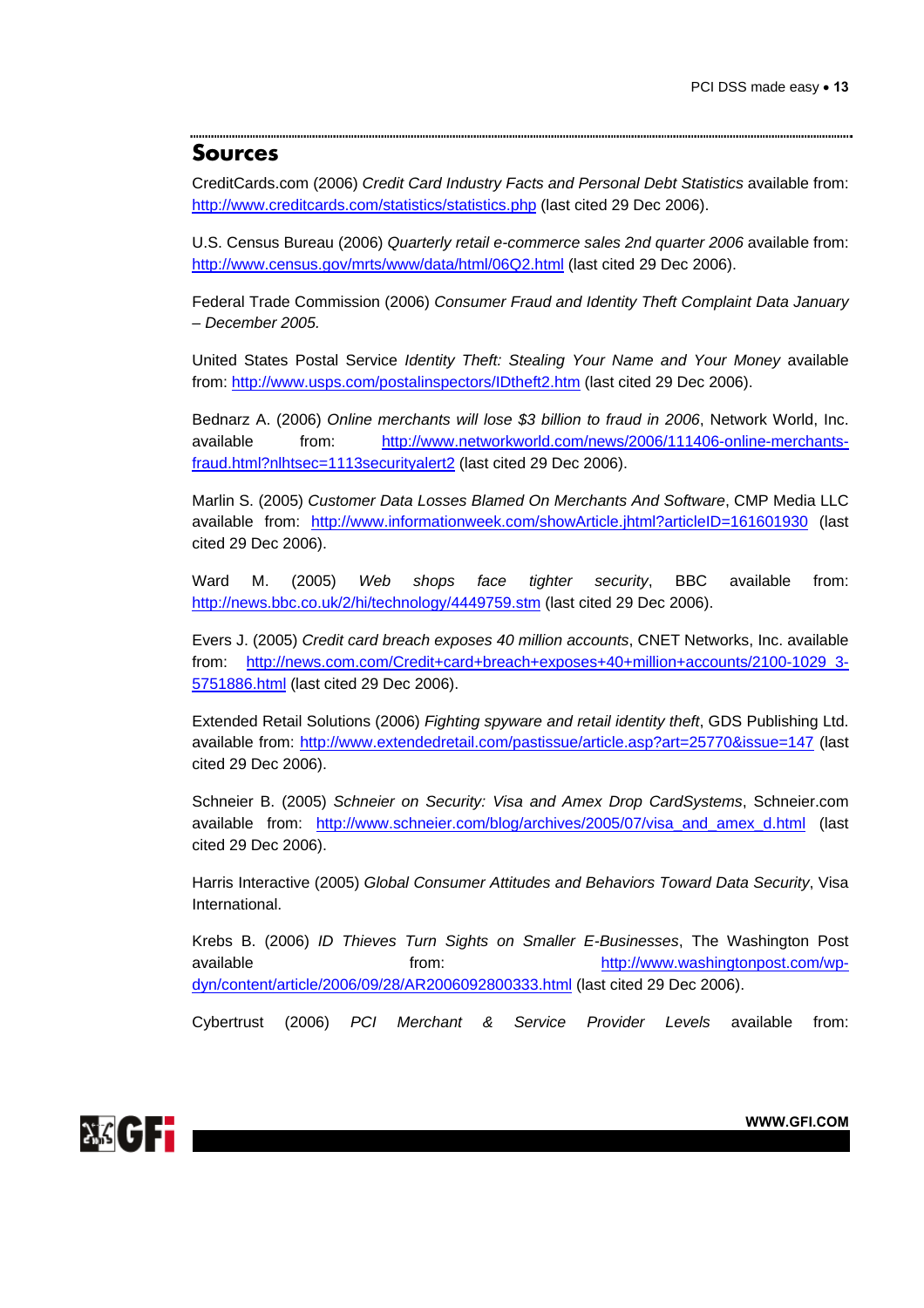## Sources

CreditCards.com (2006) *Credit Card Industry Facts and Personal Debt Statistics* available from: http://www.creditcards.com/statistics/statistics.php (last cited 29 Dec 2006).

U.S. Census Bureau (2006) *Quarterly retail e-commerce sales 2nd quarter 2006* available from: http://www.census.gov/mrts/www/data/html/06Q2.html (last cited 29 Dec 2006).

Federal Trade Commission (2006) *Consumer Fraud and Identity Theft Complaint Data January – December 2005.*

United States Postal Service *Identity Theft: Stealing Your Name and Your Money* available from: http://www.usps.com/postalinspectors/IDtheft2.htm (last cited 29 Dec 2006).

Bednarz A. (2006) *Online merchants will lose $3 billion to fraud in 2006*, Network World, Inc. available from: http://www.networkworld.com/news/2006/111406-online-merchants-fraud.html?nlhtsec=1113securityalert2 (last cited 29 Dec 2006).

Marlin S. (2005) *Customer Data Losses Blamed On Merchants And Software*, CMP Media LLC available from: http://www.informationweek.com/showArticle.jhtml?articleID=161601930 (last cited 29 Dec 2006).

Ward M. (2005) *Web shops face tighter security*, BBC available from: http://news.bbc.co.uk/2/hi/technology/4449759.stm (last cited 29 Dec 2006).

Evers J. (2005) *Credit card breach exposes 40 million accounts*, CNET Networks, Inc. available from: http://news.com.com/Credit+card+breach+exposes+40+million+accounts/2100-1029_3-5751886.html (last cited 29 Dec 2006).

Extended Retail Solutions (2006) *Fighting spyware and retail identity theft*, GDS Publishing Ltd. available from: http://www.extendedretail.com/pastissue/article.asp?art=25770&issue=147 (last cited 29 Dec 2006).

Schneier B. (2005) *Schneier on Security: Visa and Amex Drop CardSystems*, Schneier.com available from: http://www.schneier.com/blog/archives/2005/07/visa_and_amex_d.html (last cited 29 Dec 2006).

Harris Interactive (2005) *Global Consumer Attitudes and Behaviors Toward Data Security*, Visa International.

Krebs B. (2006) *ID Thieves Turn Sights on Smaller E-Businesses*, The Washington Post available from: http://www.washingtonpost.com/wp-dyn/content/article/2006/09/28/AR2006092800333.html (last cited 29 Dec 2006).

Cybertrust (2006) *PCI Merchant & Service Provider Levels* available from: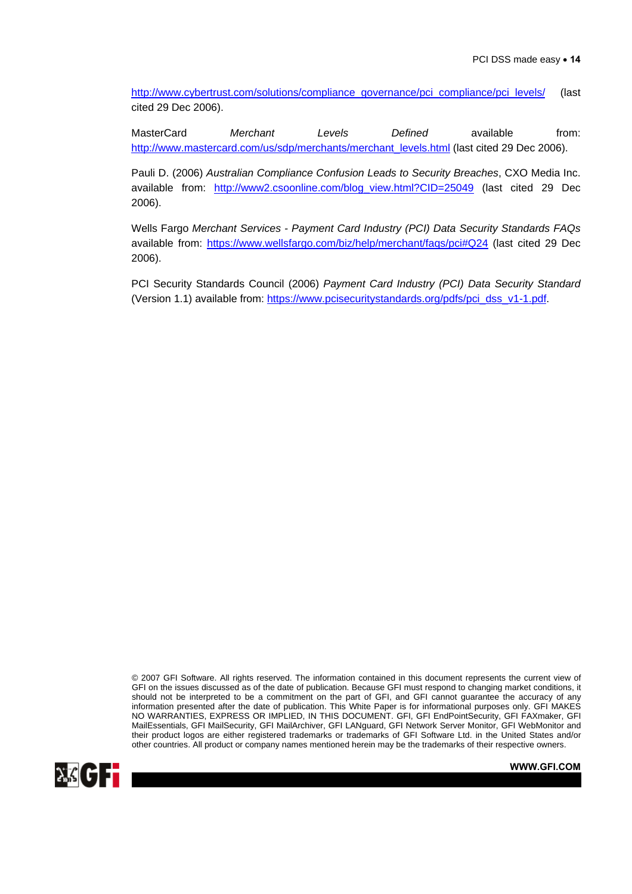http://www.cybertrust.com/solutions/compliance_governance/pci_compliance/pci_levels/ (last cited 29 Dec 2006).

MasterCard *Merchant Levels Defined* available from: http://www.mastercard.com/us/sdp/merchants/merchant_levels.html (last cited 29 Dec 2006).

Pauli D. (2006) *Australian Compliance Confusion Leads to Security Breaches*, CXO Media Inc. available from: http://www2.csoonline.com/blog_view.html?CID=25049 (last cited 29 Dec 2006).

Wells Fargo *Merchant Services - Payment Card Industry (PCI) Data Security Standards FAQs* available from: https://www.wellsfargo.com/biz/help/merchant/faqs/pci#Q24 (last cited 29 Dec 2006).

PCI Security Standards Council (2006) *Payment Card Industry (PCI) Data Security Standard* (Version 1.1) available from: https://www.pcisecuritystandards.org/pdfs/pci_dss_v1-1.pdf.

© 2007 GFI Software. All rights reserved. The information contained in this document represents the current view of GFI on the issues discussed as of the date of publication. Because GFI must respond to changing market conditions, it should not be interpreted to be a commitment on the part of GFI, and GFI cannot guarantee the accuracy of any information presented after the date of publication. This White Paper is for informational purposes only. GFI MAKES NO WARRANTIES, EXPRESS OR IMPLIED, IN THIS DOCUMENT. GFI, GFI EndPointSecurity, GFI FAXmaker, GFI MailEssentials, GFI MailSecurity, GFI MailArchiver, GFI LANguard, GFI Network Server Monitor, GFI WebMonitor and their product logos are either registered trademarks or trademarks of GFI Software Ltd. in the United States and/or other countries. All product or company names mentioned herein may be the trademarks of their respective owners.

WWW.GFI.COM